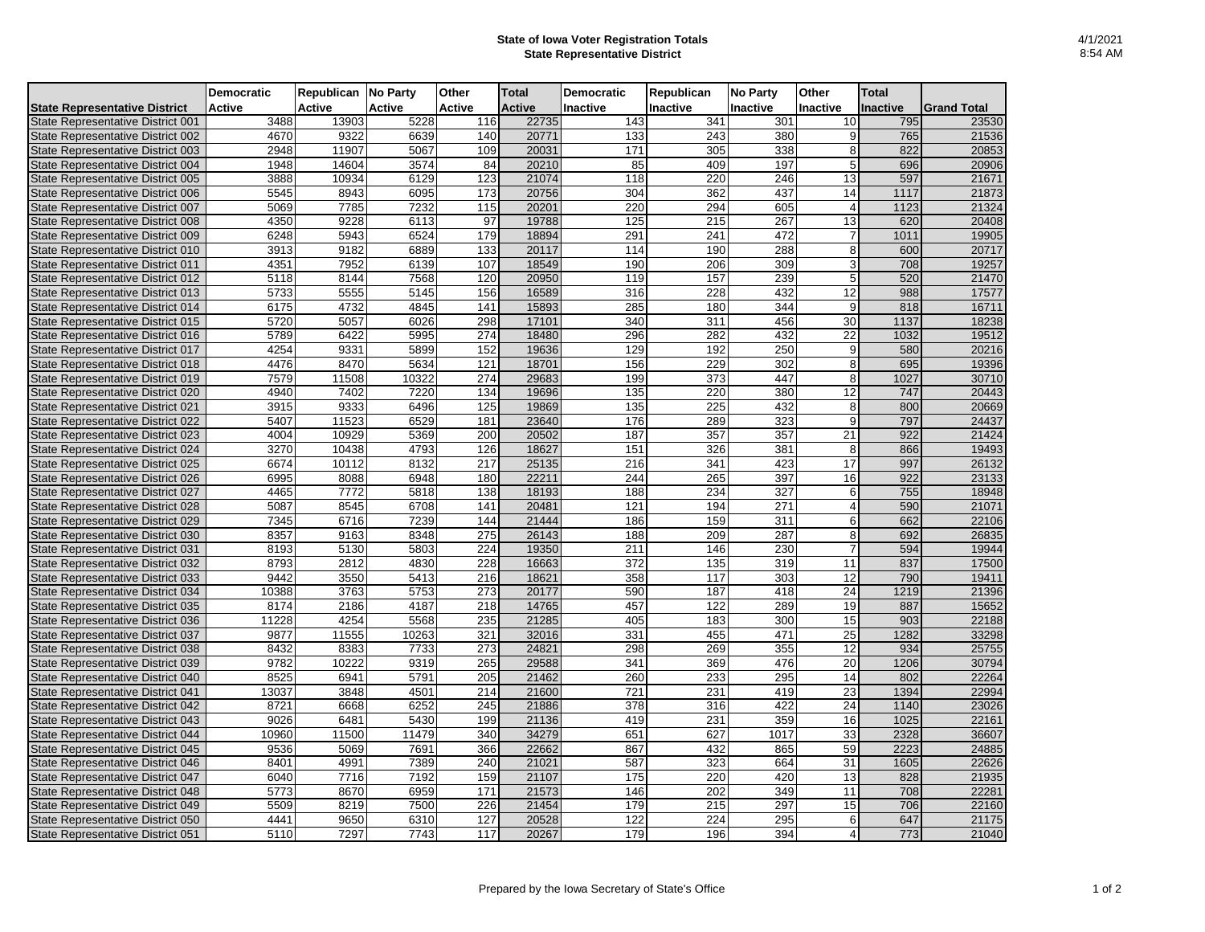# State of Iowa Voter Registration Totals
## State Representative District

4/1/2021
8:54 AM

| State Representative District | Democratic Active | Republican Active | No Party Active | Other Active | Total Active | Democratic Inactive | Republican Inactive | No Party Inactive | Other Inactive | Total Inactive | Grand Total |
|---|---|---|---|---|---|---|---|---|---|---|---|
| State Representative District 001 | 3488 | 13903 | 5228 | 116 | 22735 | 143 | 341 | 301 | 10 | 795 | 23530 |
| State Representative District 002 | 4670 | 9322 | 6639 | 140 | 20771 | 133 | 243 | 380 | 9 | 765 | 21536 |
| State Representative District 003 | 2948 | 11907 | 5067 | 109 | 20031 | 171 | 305 | 338 | 8 | 822 | 20853 |
| State Representative District 004 | 1948 | 14604 | 3574 | 84 | 20210 | 85 | 409 | 197 | 5 | 696 | 20906 |
| State Representative District 005 | 3888 | 10934 | 6129 | 123 | 21074 | 118 | 220 | 246 | 13 | 597 | 21671 |
| State Representative District 006 | 5545 | 8943 | 6095 | 173 | 20756 | 304 | 362 | 437 | 14 | 1117 | 21873 |
| State Representative District 007 | 5069 | 7785 | 7232 | 115 | 20201 | 220 | 294 | 605 | 4 | 1123 | 21324 |
| State Representative District 008 | 4350 | 9228 | 6113 | 97 | 19788 | 125 | 215 | 267 | 13 | 620 | 20408 |
| State Representative District 009 | 6248 | 5943 | 6524 | 179 | 18894 | 291 | 241 | 472 | 7 | 1011 | 19905 |
| State Representative District 010 | 3913 | 9182 | 6889 | 133 | 20117 | 114 | 190 | 288 | 8 | 600 | 20717 |
| State Representative District 011 | 4351 | 7952 | 6139 | 107 | 18549 | 190 | 206 | 309 | 3 | 708 | 19257 |
| State Representative District 012 | 5118 | 8144 | 7568 | 120 | 20950 | 119 | 157 | 239 | 5 | 520 | 21470 |
| State Representative District 013 | 5733 | 5555 | 5145 | 156 | 16589 | 316 | 228 | 432 | 12 | 988 | 17577 |
| State Representative District 014 | 6175 | 4732 | 4845 | 141 | 15893 | 285 | 180 | 344 | 9 | 818 | 16711 |
| State Representative District 015 | 5720 | 5057 | 6026 | 298 | 17101 | 340 | 311 | 456 | 30 | 1137 | 18238 |
| State Representative District 016 | 5789 | 6422 | 5995 | 274 | 18480 | 296 | 282 | 432 | 22 | 1032 | 19512 |
| State Representative District 017 | 4254 | 9331 | 5899 | 152 | 19636 | 129 | 192 | 250 | 9 | 580 | 20216 |
| State Representative District 018 | 4476 | 8470 | 5634 | 121 | 18701 | 156 | 229 | 302 | 8 | 695 | 19396 |
| State Representative District 019 | 7579 | 11508 | 10322 | 274 | 29683 | 199 | 373 | 447 | 8 | 1027 | 30710 |
| State Representative District 020 | 4940 | 7402 | 7220 | 134 | 19696 | 135 | 220 | 380 | 12 | 747 | 20443 |
| State Representative District 021 | 3915 | 9333 | 6496 | 125 | 19869 | 135 | 225 | 432 | 8 | 800 | 20669 |
| State Representative District 022 | 5407 | 11523 | 6529 | 181 | 23640 | 176 | 289 | 323 | 9 | 797 | 24437 |
| State Representative District 023 | 4004 | 10929 | 5369 | 200 | 20502 | 187 | 357 | 357 | 21 | 922 | 21424 |
| State Representative District 024 | 3270 | 10438 | 4793 | 126 | 18627 | 151 | 326 | 381 | 8 | 866 | 19493 |
| State Representative District 025 | 6674 | 10112 | 8132 | 217 | 25135 | 216 | 341 | 423 | 17 | 997 | 26132 |
| State Representative District 026 | 6995 | 8088 | 6948 | 180 | 22211 | 244 | 265 | 397 | 16 | 922 | 23133 |
| State Representative District 027 | 4465 | 7772 | 5818 | 138 | 18193 | 188 | 234 | 327 | 6 | 755 | 18948 |
| State Representative District 028 | 5087 | 8545 | 6708 | 141 | 20481 | 121 | 194 | 271 | 4 | 590 | 21071 |
| State Representative District 029 | 7345 | 6716 | 7239 | 144 | 21444 | 186 | 159 | 311 | 6 | 662 | 22106 |
| State Representative District 030 | 8357 | 9163 | 8348 | 275 | 26143 | 188 | 209 | 287 | 8 | 692 | 26835 |
| State Representative District 031 | 8193 | 5130 | 5803 | 224 | 19350 | 211 | 146 | 230 | 7 | 594 | 19944 |
| State Representative District 032 | 8793 | 2812 | 4830 | 228 | 16663 | 372 | 135 | 319 | 11 | 837 | 17500 |
| State Representative District 033 | 9442 | 3550 | 5413 | 216 | 18621 | 358 | 117 | 303 | 12 | 790 | 19411 |
| State Representative District 034 | 10388 | 3763 | 5753 | 273 | 20177 | 590 | 187 | 418 | 24 | 1219 | 21396 |
| State Representative District 035 | 8174 | 2186 | 4187 | 218 | 14765 | 457 | 122 | 289 | 19 | 887 | 15652 |
| State Representative District 036 | 11228 | 4254 | 5568 | 235 | 21285 | 405 | 183 | 300 | 15 | 903 | 22188 |
| State Representative District 037 | 9877 | 11555 | 10263 | 321 | 32016 | 331 | 455 | 471 | 25 | 1282 | 33298 |
| State Representative District 038 | 8432 | 8383 | 7733 | 273 | 24821 | 298 | 269 | 355 | 12 | 934 | 25755 |
| State Representative District 039 | 9782 | 10222 | 9319 | 265 | 29588 | 341 | 369 | 476 | 20 | 1206 | 30794 |
| State Representative District 040 | 8525 | 6941 | 5791 | 205 | 21462 | 260 | 233 | 295 | 14 | 802 | 22264 |
| State Representative District 041 | 13037 | 3848 | 4501 | 214 | 21600 | 721 | 231 | 419 | 23 | 1394 | 22994 |
| State Representative District 042 | 8721 | 6668 | 6252 | 245 | 21886 | 378 | 316 | 422 | 24 | 1140 | 23026 |
| State Representative District 043 | 9026 | 6481 | 5430 | 199 | 21136 | 419 | 231 | 359 | 16 | 1025 | 22161 |
| State Representative District 044 | 10960 | 11500 | 11479 | 340 | 34279 | 651 | 627 | 1017 | 33 | 2328 | 36607 |
| State Representative District 045 | 9536 | 5069 | 7691 | 366 | 22662 | 867 | 432 | 865 | 59 | 2223 | 24885 |
| State Representative District 046 | 8401 | 4991 | 7389 | 240 | 21021 | 587 | 323 | 664 | 31 | 1605 | 22626 |
| State Representative District 047 | 6040 | 7716 | 7192 | 159 | 21107 | 175 | 220 | 420 | 13 | 828 | 21935 |
| State Representative District 048 | 5773 | 8670 | 6959 | 171 | 21573 | 146 | 202 | 349 | 11 | 708 | 22281 |
| State Representative District 049 | 5509 | 8219 | 7500 | 226 | 21454 | 179 | 215 | 297 | 15 | 706 | 22160 |
| State Representative District 050 | 4441 | 9650 | 6310 | 127 | 20528 | 122 | 224 | 295 | 6 | 647 | 21175 |
| State Representative District 051 | 5110 | 7297 | 7743 | 117 | 20267 | 179 | 196 | 394 | 4 | 773 | 21040 |

Prepared by the Iowa Secretary of State's Office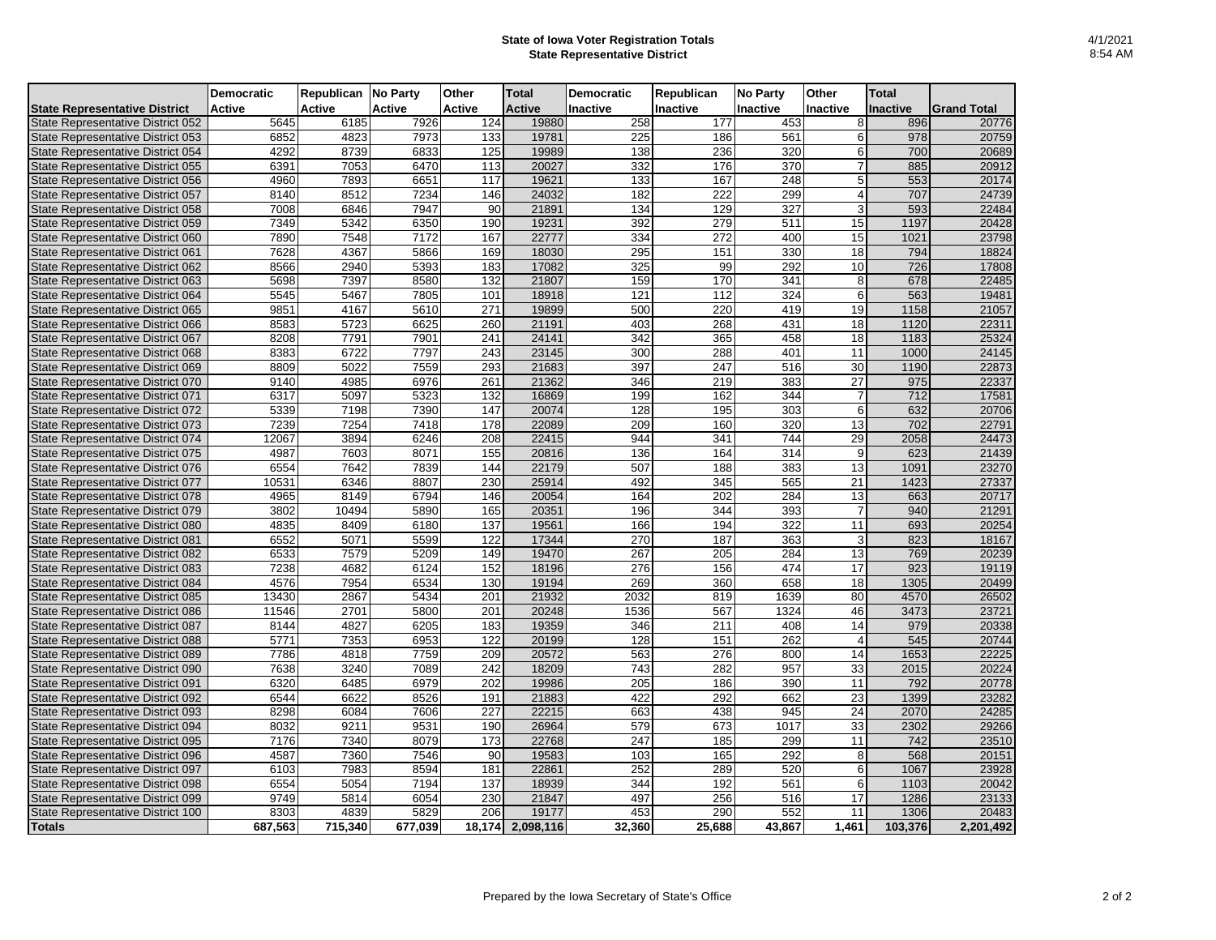**State of Iowa Voter Registration Totals**
**State Representative District**

| State Representative District | Democratic Active | Republican Active | No Party Active | Other Active | Total Active | Democratic Inactive | Republican Inactive | No Party Inactive | Other Inactive | Total Inactive | Grand Total |
|---|---|---|---|---|---|---|---|---|---|---|---|
| State Representative District 052 | 5645 | 6185 | 7926 | 124 | 19880 | 258 | 177 | 453 | 8 | 896 | 20776 |
| State Representative District 053 | 6852 | 4823 | 7973 | 133 | 19781 | 225 | 186 | 561 | 6 | 978 | 20759 |
| State Representative District 054 | 4292 | 8739 | 6833 | 125 | 19989 | 138 | 236 | 320 | 6 | 700 | 20689 |
| State Representative District 055 | 6391 | 7053 | 6470 | 113 | 20027 | 332 | 176 | 370 | 7 | 885 | 20912 |
| State Representative District 056 | 4960 | 7893 | 6651 | 117 | 19621 | 133 | 167 | 248 | 5 | 553 | 20174 |
| State Representative District 057 | 8140 | 8512 | 7234 | 146 | 24032 | 182 | 222 | 299 | 4 | 707 | 24739 |
| State Representative District 058 | 7008 | 6846 | 7947 | 90 | 21891 | 134 | 129 | 327 | 3 | 593 | 22484 |
| State Representative District 059 | 7349 | 5342 | 6350 | 190 | 19231 | 392 | 279 | 511 | 15 | 1197 | 20428 |
| State Representative District 060 | 7890 | 7548 | 7172 | 167 | 22777 | 334 | 272 | 400 | 15 | 1021 | 23798 |
| State Representative District 061 | 7628 | 4367 | 5866 | 169 | 18030 | 295 | 151 | 330 | 18 | 794 | 18824 |
| State Representative District 062 | 8566 | 2940 | 5393 | 183 | 17082 | 325 | 99 | 292 | 10 | 726 | 17808 |
| State Representative District 063 | 5698 | 7397 | 8580 | 132 | 21807 | 159 | 170 | 341 | 8 | 678 | 22485 |
| State Representative District 064 | 5545 | 5467 | 7805 | 101 | 18918 | 121 | 112 | 324 | 6 | 563 | 19481 |
| State Representative District 065 | 9851 | 4167 | 5610 | 271 | 19899 | 500 | 220 | 419 | 19 | 1158 | 21057 |
| State Representative District 066 | 8583 | 5723 | 6625 | 260 | 21191 | 403 | 268 | 431 | 18 | 1120 | 22311 |
| State Representative District 067 | 8208 | 7791 | 7901 | 241 | 24141 | 342 | 365 | 458 | 18 | 1183 | 25324 |
| State Representative District 068 | 8383 | 6722 | 7797 | 243 | 23145 | 300 | 288 | 401 | 11 | 1000 | 24145 |
| State Representative District 069 | 8809 | 5022 | 7559 | 293 | 21683 | 397 | 247 | 516 | 30 | 1190 | 22873 |
| State Representative District 070 | 9140 | 4985 | 6976 | 261 | 21362 | 346 | 219 | 383 | 27 | 975 | 22337 |
| State Representative District 071 | 6317 | 5097 | 5323 | 132 | 16869 | 199 | 162 | 344 | 7 | 712 | 17581 |
| State Representative District 072 | 5339 | 7198 | 7390 | 147 | 20074 | 128 | 195 | 303 | 6 | 632 | 20706 |
| State Representative District 073 | 7239 | 7254 | 7418 | 178 | 22089 | 209 | 160 | 320 | 13 | 702 | 22791 |
| State Representative District 074 | 12067 | 3894 | 6246 | 208 | 22415 | 944 | 341 | 744 | 29 | 2058 | 24473 |
| State Representative District 075 | 4987 | 7603 | 8071 | 155 | 20816 | 136 | 164 | 314 | 9 | 623 | 21439 |
| State Representative District 076 | 6554 | 7642 | 7839 | 144 | 22179 | 507 | 188 | 383 | 13 | 1091 | 23270 |
| State Representative District 077 | 10531 | 6346 | 8807 | 230 | 25914 | 492 | 345 | 565 | 21 | 1423 | 27337 |
| State Representative District 078 | 4965 | 8149 | 6794 | 146 | 20054 | 164 | 202 | 284 | 13 | 663 | 20717 |
| State Representative District 079 | 3802 | 10494 | 5890 | 165 | 20351 | 196 | 344 | 393 | 7 | 940 | 21291 |
| State Representative District 080 | 4835 | 8409 | 6180 | 137 | 19561 | 166 | 194 | 322 | 11 | 693 | 20254 |
| State Representative District 081 | 6552 | 5071 | 5599 | 122 | 17344 | 270 | 187 | 363 | 3 | 823 | 18167 |
| State Representative District 082 | 6533 | 7579 | 5209 | 149 | 19470 | 267 | 205 | 284 | 13 | 769 | 20239 |
| State Representative District 083 | 7238 | 4682 | 6124 | 152 | 18196 | 276 | 156 | 474 | 17 | 923 | 19119 |
| State Representative District 084 | 4576 | 7954 | 6534 | 130 | 19194 | 269 | 360 | 658 | 18 | 1305 | 20499 |
| State Representative District 085 | 13430 | 2867 | 5434 | 201 | 21932 | 2032 | 819 | 1639 | 80 | 4570 | 26502 |
| State Representative District 086 | 11546 | 2701 | 5800 | 201 | 20248 | 1536 | 567 | 1324 | 46 | 3473 | 23721 |
| State Representative District 087 | 8144 | 4827 | 6205 | 183 | 19359 | 346 | 211 | 408 | 14 | 979 | 20338 |
| State Representative District 088 | 5771 | 7353 | 6953 | 122 | 20199 | 128 | 151 | 262 | 4 | 545 | 20744 |
| State Representative District 089 | 7786 | 4818 | 7759 | 209 | 20572 | 563 | 276 | 800 | 14 | 1653 | 22225 |
| State Representative District 090 | 7638 | 3240 | 7089 | 242 | 18209 | 743 | 282 | 957 | 33 | 2015 | 20224 |
| State Representative District 091 | 6320 | 6485 | 6979 | 202 | 19986 | 205 | 186 | 390 | 11 | 792 | 20778 |
| State Representative District 092 | 6544 | 6622 | 8526 | 191 | 21883 | 422 | 292 | 662 | 23 | 1399 | 23282 |
| State Representative District 093 | 8298 | 6084 | 7606 | 227 | 22215 | 663 | 438 | 945 | 24 | 2070 | 24285 |
| State Representative District 094 | 8032 | 9211 | 9531 | 190 | 26964 | 579 | 673 | 1017 | 33 | 2302 | 29266 |
| State Representative District 095 | 7176 | 7340 | 8079 | 173 | 22768 | 247 | 185 | 299 | 11 | 742 | 23510 |
| State Representative District 096 | 4587 | 7360 | 7546 | 90 | 19583 | 103 | 165 | 292 | 8 | 568 | 20151 |
| State Representative District 097 | 6103 | 7983 | 8594 | 181 | 22861 | 252 | 289 | 520 | 6 | 1067 | 23928 |
| State Representative District 098 | 6554 | 5054 | 7194 | 137 | 18939 | 344 | 192 | 561 | 6 | 1103 | 20042 |
| State Representative District 099 | 9749 | 5814 | 6054 | 230 | 21847 | 497 | 256 | 516 | 17 | 1286 | 23133 |
| State Representative District 100 | 8303 | 4839 | 5829 | 206 | 19177 | 453 | 290 | 552 | 11 | 1306 | 20483 |
| **Totals** | **687,563** | **715,340** | **677,039** | **18,174** | **2,098,116** | **32,360** | **25,688** | **43,867** | **1,461** | **103,376** | **2,201,492** |

Prepared by the Iowa Secretary of State's Office